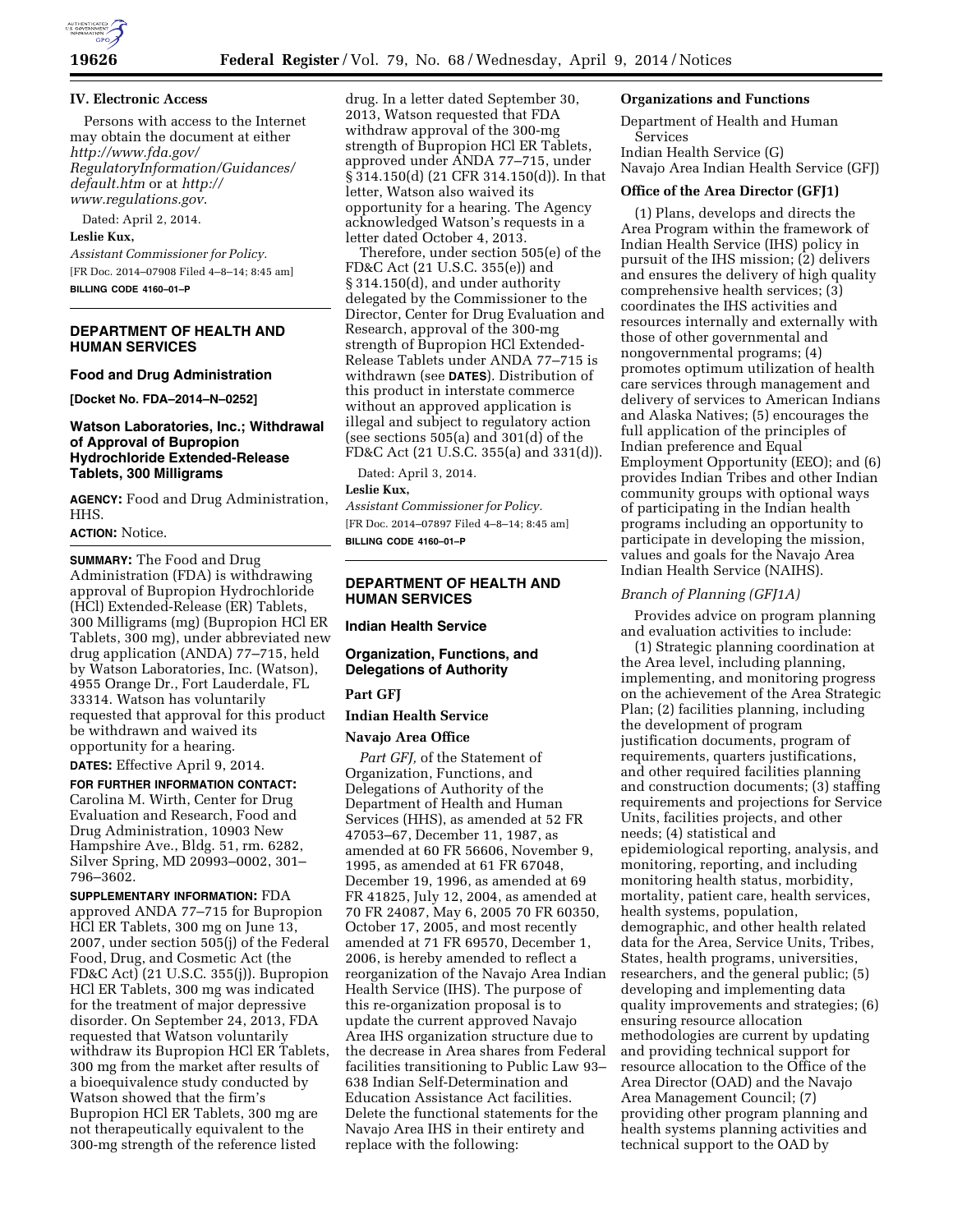## IV. Electronic Access

Persons with access to the Internet may obtain the document at either *http://www.fda.gov/RegulatoryInformation/Guidances/default.htm* or at *http://www.regulations.gov*.

Dated: April 2, 2014.

**Leslie Kux,**

*Assistant Commissioner for Policy.*

[FR Doc. 2014–07908 Filed 4–8–14; 8:45 am]

**BILLING CODE 4160–01–P**

---

## DEPARTMENT OF HEALTH AND HUMAN SERVICES

### Food and Drug Administration

**[Docket No. FDA–2014–N–0252]**

### Watson Laboratories, Inc.; Withdrawal of Approval of Bupropion Hydrochloride Extended-Release Tablets, 300 Milligrams

**AGENCY:** Food and Drug Administration, HHS.

**ACTION:** Notice.

**SUMMARY:** The Food and Drug Administration (FDA) is withdrawing approval of Bupropion Hydrochloride (HCl) Extended-Release (ER) Tablets, 300 Milligrams (mg) (Bupropion HCl ER Tablets, 300 mg), under abbreviated new drug application (ANDA) 77–715, held by Watson Laboratories, Inc. (Watson), 4955 Orange Dr., Fort Lauderdale, FL 33314. Watson has voluntarily requested that approval for this product be withdrawn and waived its opportunity for a hearing.

**DATES:** Effective April 9, 2014.

**FOR FURTHER INFORMATION CONTACT:** Carolina M. Wirth, Center for Drug Evaluation and Research, Food and Drug Administration, 10903 New Hampshire Ave., Bldg. 51, rm. 6282, Silver Spring, MD 20993–0002, 301–796–3602.

**SUPPLEMENTARY INFORMATION:** FDA approved ANDA 77–715 for Bupropion HCl ER Tablets, 300 mg on June 13, 2007, under section 505(j) of the Federal Food, Drug, and Cosmetic Act (the FD&C Act) (21 U.S.C. 355(j)). Bupropion HCl ER Tablets, 300 mg was indicated for the treatment of major depressive disorder. On September 24, 2013, FDA requested that Watson voluntarily withdraw its Bupropion HCl ER Tablets, 300 mg from the market after results of a bioequivalence study conducted by Watson showed that the firm's Bupropion HCl ER Tablets, 300 mg are not therapeutically equivalent to the 300-mg strength of the reference listed drug. In a letter dated September 30, 2013, Watson requested that FDA withdraw approval of the 300-mg strength of Bupropion HCl ER Tablets, approved under ANDA 77–715, under § 314.150(d) (21 CFR 314.150(d)). In that letter, Watson also waived its opportunity for a hearing. The Agency acknowledged Watson's requests in a letter dated October 4, 2013.

Therefore, under section 505(e) of the FD&C Act (21 U.S.C. 355(e)) and § 314.150(d), and under authority delegated by the Commissioner to the Director, Center for Drug Evaluation and Research, approval of the 300-mg strength of Bupropion HCl Extended-Release Tablets under ANDA 77–715 is withdrawn (see **DATES**). Distribution of this product in interstate commerce without an approved application is illegal and subject to regulatory action (see sections 505(a) and 301(d) of the FD&C Act (21 U.S.C. 355(a) and 331(d)).

Dated: April 3, 2014.

**Leslie Kux,**

*Assistant Commissioner for Policy.*

[FR Doc. 2014–07897 Filed 4–8–14; 8:45 am]

**BILLING CODE 4160–01–P**

---

## DEPARTMENT OF HEALTH AND HUMAN SERVICES

### Indian Health Service

### Organization, Functions, and Delegations of Authority

### Part GFJ

### Indian Health Service

### Navajo Area Office

*Part GFJ,* of the Statement of Organization, Functions, and Delegations of Authority of the Department of Health and Human Services (HHS), as amended at 52 FR 47053–67, December 11, 1987, as amended at 60 FR 56606, November 9, 1995, as amended at 61 FR 67048, December 19, 1996, as amended at 69 FR 41825, July 12, 2004, as amended at 70 FR 24087, May 6, 2005 70 FR 60350, October 17, 2005, and most recently amended at 71 FR 69570, December 1, 2006, is hereby amended to reflect a reorganization of the Navajo Area Indian Health Service (IHS). The purpose of this re-organization proposal is to update the current approved Navajo Area IHS organization structure due to the decrease in Area shares from Federal facilities transitioning to Public Law 93–638 Indian Self-Determination and Education Assistance Act facilities. Delete the functional statements for the Navajo Area IHS in their entirety and replace with the following:

**Organizations and Functions**

Department of Health and Human Services
Indian Health Service (G)
Navajo Area Indian Health Service (GFJ)

**Office of the Area Director (GFJ1)**

(1) Plans, develops and directs the Area Program within the framework of Indian Health Service (IHS) policy in pursuit of the IHS mission; (2) delivers and ensures the delivery of high quality comprehensive health services; (3) coordinates the IHS activities and resources internally and externally with those of other governmental and nongovernmental programs; (4) promotes optimum utilization of health care services through management and delivery of services to American Indians and Alaska Natives; (5) encourages the full application of the principles of Indian preference and Equal Employment Opportunity (EEO); and (6) provides Indian Tribes and other Indian community groups with optional ways of participating in the Indian health programs including an opportunity to participate in developing the mission, values and goals for the Navajo Area Indian Health Service (NAIHS).

*Branch of Planning (GFJ1A)*

Provides advice on program planning and evaluation activities to include:

(1) Strategic planning coordination at the Area level, including planning, implementing, and monitoring progress on the achievement of the Area Strategic Plan; (2) facilities planning, including the development of program justification documents, program of requirements, quarters justifications, and other required facilities planning and construction documents; (3) staffing requirements and projections for Service Units, facilities projects, and other needs; (4) statistical and epidemiological reporting, analysis, and monitoring, reporting, and including monitoring health status, morbidity, mortality, patient care, health services, health systems, population, demographic, and other health related data for the Area, Service Units, Tribes, States, health programs, universities, researchers, and the general public; (5) developing and implementing data quality improvements and strategies; (6) ensuring resource allocation methodologies are current by updating and providing technical support for resource allocation to the Office of the Area Director (OAD) and the Navajo Area Management Council; (7) providing other program planning and health systems planning activities and technical support to the OAD by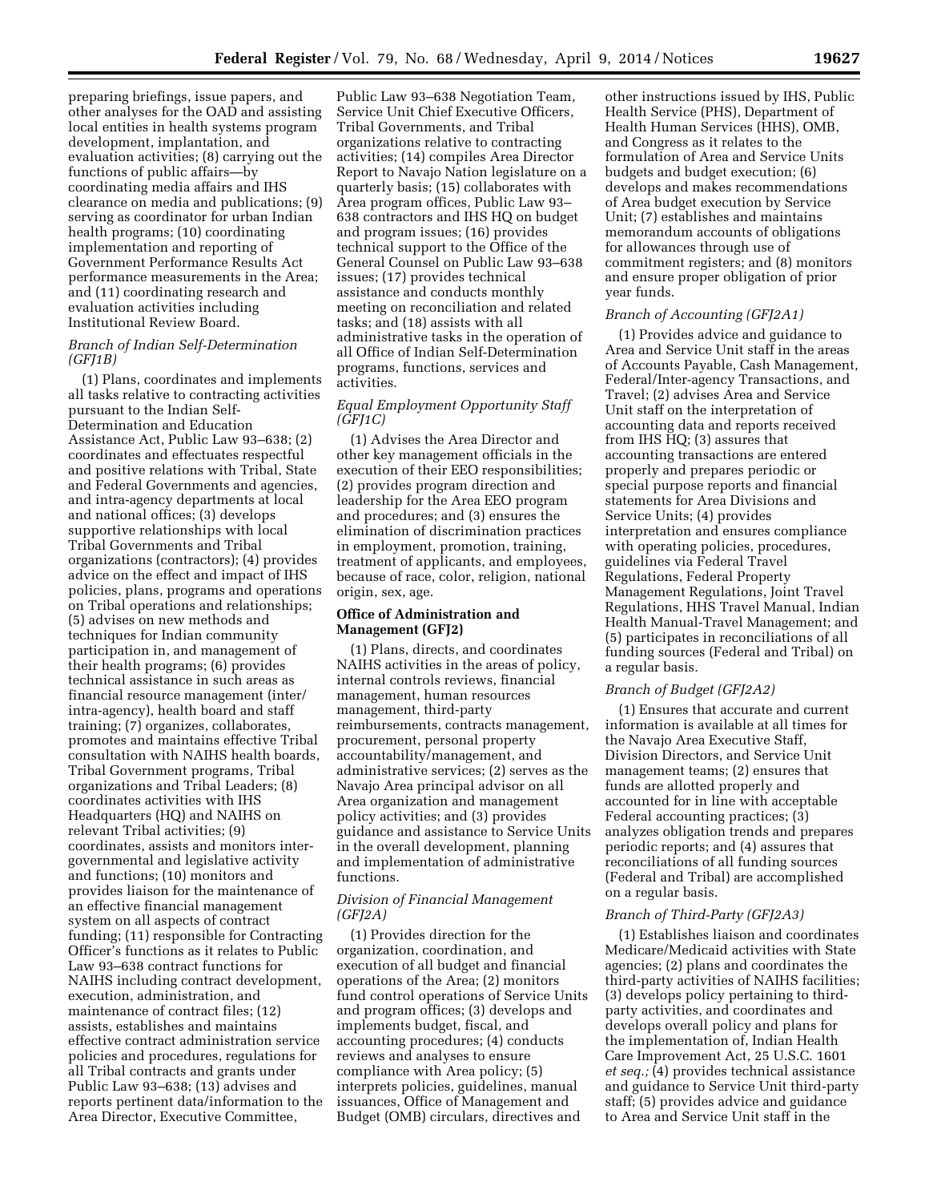preparing briefings, issue papers, and other analyses for the OAD and assisting local entities in health systems program development, implantation, and evaluation activities; (8) carrying out the functions of public affairs—by coordinating media affairs and IHS clearance on media and publications; (9) serving as coordinator for urban Indian health programs; (10) coordinating implementation and reporting of Government Performance Results Act performance measurements in the Area; and (11) coordinating research and evaluation activities including Institutional Review Board.

*Branch of Indian Self-Determination (GFJ1B)*

(1) Plans, coordinates and implements all tasks relative to contracting activities pursuant to the Indian Self-Determination and Education Assistance Act, Public Law 93–638; (2) coordinates and effectuates respectful and positive relations with Tribal, State and Federal Governments and agencies, and intra-agency departments at local and national offices; (3) develops supportive relationships with local Tribal Governments and Tribal organizations (contractors); (4) provides advice on the effect and impact of IHS policies, plans, programs and operations on Tribal operations and relationships; (5) advises on new methods and techniques for Indian community participation in, and management of their health programs; (6) provides technical assistance in such areas as financial resource management (inter/intra-agency), health board and staff training; (7) organizes, collaborates, promotes and maintains effective Tribal consultation with NAIHS health boards, Tribal Government programs, Tribal organizations and Tribal Leaders; (8) coordinates activities with IHS Headquarters (HQ) and NAIHS on relevant Tribal activities; (9) coordinates, assists and monitors inter-governmental and legislative activity and functions; (10) monitors and provides liaison for the maintenance of an effective financial management system on all aspects of contract funding; (11) responsible for Contracting Officer's functions as it relates to Public Law 93–638 contract functions for NAIHS including contract development, execution, administration, and maintenance of contract files; (12) assists, establishes and maintains effective contract administration service policies and procedures, regulations for all Tribal contracts and grants under Public Law 93–638; (13) advises and reports pertinent data/information to the Area Director, Executive Committee, Public Law 93–638 Negotiation Team, Service Unit Chief Executive Officers, Tribal Governments, and Tribal organizations relative to contracting activities; (14) compiles Area Director Report to Navajo Nation legislature on a quarterly basis; (15) collaborates with Area program offices, Public Law 93–638 contractors and IHS HQ on budget and program issues; (16) provides technical support to the Office of the General Counsel on Public Law 93–638 issues; (17) provides technical assistance and conducts monthly meeting on reconciliation and related tasks; and (18) assists with all administrative tasks in the operation of all Office of Indian Self-Determination programs, functions, services and activities.

*Equal Employment Opportunity Staff (GFJ1C)*

(1) Advises the Area Director and other key management officials in the execution of their EEO responsibilities; (2) provides program direction and leadership for the Area EEO program and procedures; and (3) ensures the elimination of discrimination practices in employment, promotion, training, treatment of applicants, and employees, because of race, color, religion, national origin, sex, age.

**Office of Administration and Management (GFJ2)**

(1) Plans, directs, and coordinates NAIHS activities in the areas of policy, internal controls reviews, financial management, human resources management, third-party reimbursements, contracts management, procurement, personal property accountability/management, and administrative services; (2) serves as the Navajo Area principal advisor on all Area organization and management policy activities; and (3) provides guidance and assistance to Service Units in the overall development, planning and implementation of administrative functions.

*Division of Financial Management (GFJ2A)*

(1) Provides direction for the organization, coordination, and execution of all budget and financial operations of the Area; (2) monitors fund control operations of Service Units and program offices; (3) develops and implements budget, fiscal, and accounting procedures; (4) conducts reviews and analyses to ensure compliance with Area policy; (5) interprets policies, guidelines, manual issuances, Office of Management and Budget (OMB) circulars, directives and other instructions issued by IHS, Public Health Service (PHS), Department of Health Human Services (HHS), OMB, and Congress as it relates to the formulation of Area and Service Units budgets and budget execution; (6) develops and makes recommendations of Area budget execution by Service Unit; (7) establishes and maintains memorandum accounts of obligations for allowances through use of commitment registers; and (8) monitors and ensure proper obligation of prior year funds.

*Branch of Accounting (GFJ2A1)*

(1) Provides advice and guidance to Area and Service Unit staff in the areas of Accounts Payable, Cash Management, Federal/Inter-agency Transactions, and Travel; (2) advises Area and Service Unit staff on the interpretation of accounting data and reports received from IHS HQ; (3) assures that accounting transactions are entered properly and prepares periodic or special purpose reports and financial statements for Area Divisions and Service Units; (4) provides interpretation and ensures compliance with operating policies, procedures, guidelines via Federal Travel Regulations, Federal Property Management Regulations, Joint Travel Regulations, HHS Travel Manual, Indian Health Manual-Travel Management; and (5) participates in reconciliations of all funding sources (Federal and Tribal) on a regular basis.

*Branch of Budget (GFJ2A2)*

(1) Ensures that accurate and current information is available at all times for the Navajo Area Executive Staff, Division Directors, and Service Unit management teams; (2) ensures that funds are allotted properly and accounted for in line with acceptable Federal accounting practices; (3) analyzes obligation trends and prepares periodic reports; and (4) assures that reconciliations of all funding sources (Federal and Tribal) are accomplished on a regular basis.

*Branch of Third-Party (GFJ2A3)*

(1) Establishes liaison and coordinates Medicare/Medicaid activities with State agencies; (2) plans and coordinates the third-party activities of NAIHS facilities; (3) develops policy pertaining to third-party activities, and coordinates and develops overall policy and plans for the implementation of, Indian Health Care Improvement Act, 25 U.S.C. 1601 *et seq.;* (4) provides technical assistance and guidance to Service Unit third-party staff; (5) provides advice and guidance to Area and Service Unit staff in the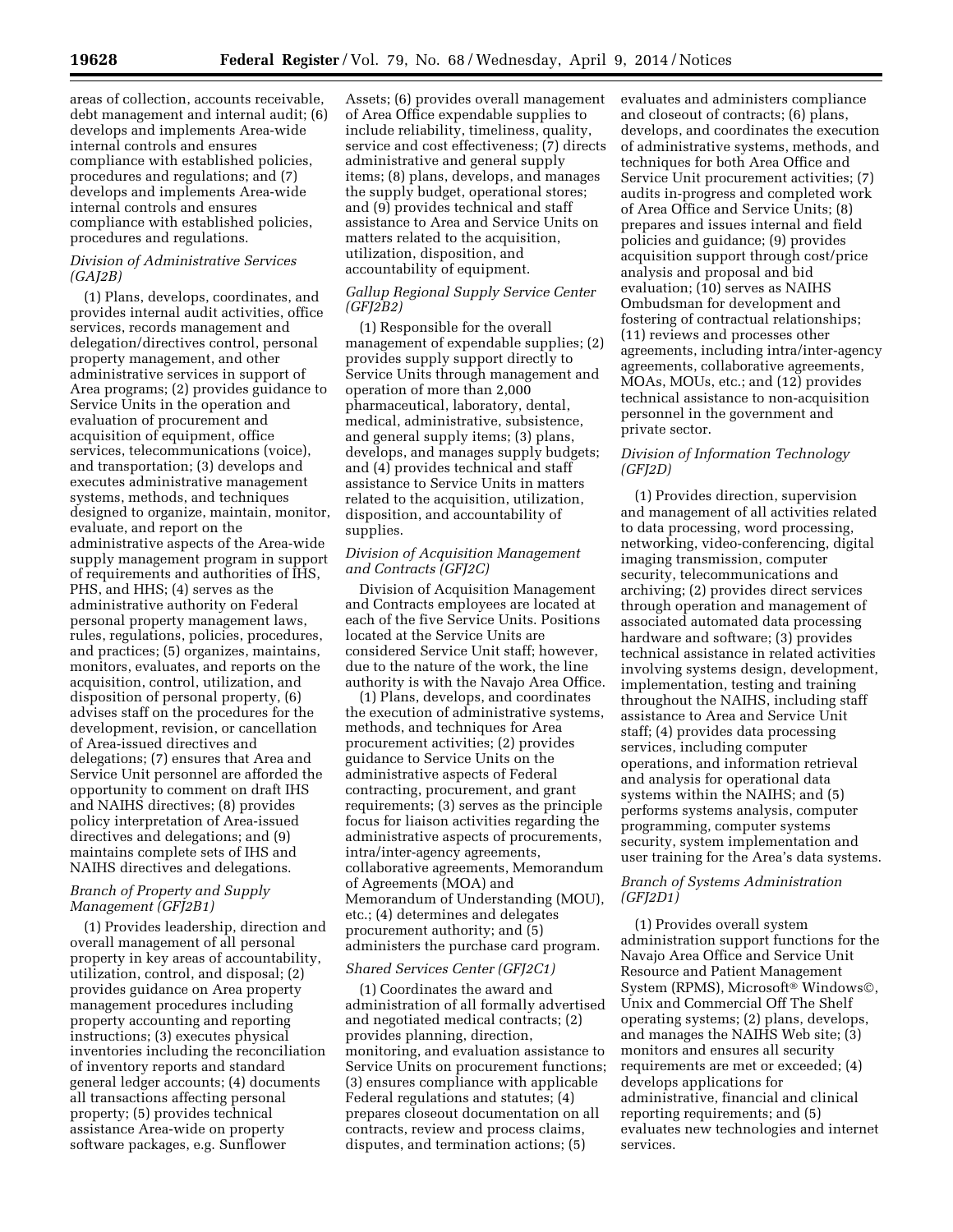areas of collection, accounts receivable, debt management and internal audit; (6) develops and implements Area-wide internal controls and ensures compliance with established policies, procedures and regulations; and (7) develops and implements Area-wide internal controls and ensures compliance with established policies, procedures and regulations.

*Division of Administrative Services (GAJ2B)*

(1) Plans, develops, coordinates, and provides internal audit activities, office services, records management and delegation/directives control, personal property management, and other administrative services in support of Area programs; (2) provides guidance to Service Units in the operation and evaluation of procurement and acquisition of equipment, office services, telecommunications (voice), and transportation; (3) develops and executes administrative management systems, methods, and techniques designed to organize, maintain, monitor, evaluate, and report on the administrative aspects of the Area-wide supply management program in support of requirements and authorities of IHS, PHS, and HHS; (4) serves as the administrative authority on Federal personal property management laws, rules, regulations, policies, procedures, and practices; (5) organizes, maintains, monitors, evaluates, and reports on the acquisition, control, utilization, and disposition of personal property, (6) advises staff on the procedures for the development, revision, or cancellation of Area-issued directives and delegations; (7) ensures that Area and Service Unit personnel are afforded the opportunity to comment on draft IHS and NAIHS directives; (8) provides policy interpretation of Area-issued directives and delegations; and (9) maintains complete sets of IHS and NAIHS directives and delegations.

*Branch of Property and Supply Management (GFJ2B1)*

(1) Provides leadership, direction and overall management of all personal property in key areas of accountability, utilization, control, and disposal; (2) provides guidance on Area property management procedures including property accounting and reporting instructions; (3) executes physical inventories including the reconciliation of inventory reports and standard general ledger accounts; (4) documents all transactions affecting personal property; (5) provides technical assistance Area-wide on property software packages, e.g. Sunflower Assets; (6) provides overall management of Area Office expendable supplies to include reliability, timeliness, quality, service and cost effectiveness; (7) directs administrative and general supply items; (8) plans, develops, and manages the supply budget, operational stores; and (9) provides technical and staff assistance to Area and Service Units on matters related to the acquisition, utilization, disposition, and accountability of equipment.

*Gallup Regional Supply Service Center (GFJ2B2)*

(1) Responsible for the overall management of expendable supplies; (2) provides supply support directly to Service Units through management and operation of more than 2,000 pharmaceutical, laboratory, dental, medical, administrative, subsistence, and general supply items; (3) plans, develops, and manages supply budgets; and (4) provides technical and staff assistance to Service Units in matters related to the acquisition, utilization, disposition, and accountability of supplies.

*Division of Acquisition Management and Contracts (GFJ2C)*

Division of Acquisition Management and Contracts employees are located at each of the five Service Units. Positions located at the Service Units are considered Service Unit staff; however, due to the nature of the work, the line authority is with the Navajo Area Office.

(1) Plans, develops, and coordinates the execution of administrative systems, methods, and techniques for Area procurement activities; (2) provides guidance to Service Units on the administrative aspects of Federal contracting, procurement, and grant requirements; (3) serves as the principle focus for liaison activities regarding the administrative aspects of procurements, intra/inter-agency agreements, collaborative agreements, Memorandum of Agreements (MOA) and Memorandum of Understanding (MOU), etc.; (4) determines and delegates procurement authority; and (5) administers the purchase card program.

*Shared Services Center (GFJ2C1)*

(1) Coordinates the award and administration of all formally advertised and negotiated medical contracts; (2) provides planning, direction, monitoring, and evaluation assistance to Service Units on procurement functions; (3) ensures compliance with applicable Federal regulations and statutes; (4) prepares closeout documentation on all contracts, review and process claims, disputes, and termination actions; (5) evaluates and administers compliance and closeout of contracts; (6) plans, develops, and coordinates the execution of administrative systems, methods, and techniques for both Area Office and Service Unit procurement activities; (7) audits in-progress and completed work of Area Office and Service Units; (8) prepares and issues internal and field policies and guidance; (9) provides acquisition support through cost/price analysis and proposal and bid evaluation; (10) serves as NAIHS Ombudsman for development and fostering of contractual relationships; (11) reviews and processes other agreements, including intra/inter-agency agreements, collaborative agreements, MOAs, MOUs, etc.; and (12) provides technical assistance to non-acquisition personnel in the government and private sector.

*Division of Information Technology (GFJ2D)*

(1) Provides direction, supervision and management of all activities related to data processing, word processing, networking, video-conferencing, digital imaging transmission, computer security, telecommunications and archiving; (2) provides direct services through operation and management of associated automated data processing hardware and software; (3) provides technical assistance in related activities involving systems design, development, implementation, testing and training throughout the NAIHS, including staff assistance to Area and Service Unit staff; (4) provides data processing services, including computer operations, and information retrieval and analysis for operational data systems within the NAIHS; and (5) performs systems analysis, computer programming, computer systems security, system implementation and user training for the Area's data systems.

*Branch of Systems Administration (GFJ2D1)*

(1) Provides overall system administration support functions for the Navajo Area Office and Service Unit Resource and Patient Management System (RPMS), Microsoft® Windows©, Unix and Commercial Off The Shelf operating systems; (2) plans, develops, and manages the NAIHS Web site; (3) monitors and ensures all security requirements are met or exceeded; (4) develops applications for administrative, financial and clinical reporting requirements; and (5) evaluates new technologies and internet services.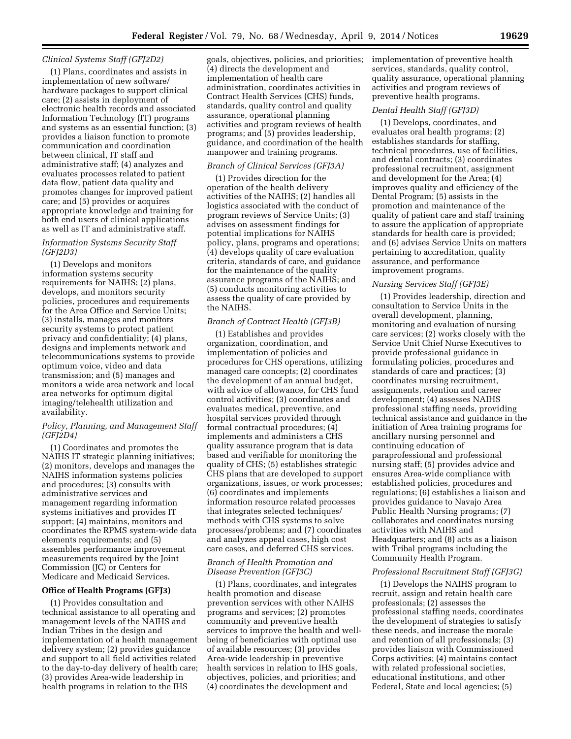*Clinical Systems Staff (GFJ2D2)*

(1) Plans, coordinates and assists in implementation of new software/hardware packages to support clinical care; (2) assists in deployment of electronic health records and associated Information Technology (IT) programs and systems as an essential function; (3) provides a liaison function to promote communication and coordination between clinical, IT staff and administrative staff; (4) analyzes and evaluates processes related to patient data flow, patient data quality and promotes changes for improved patient care; and (5) provides or acquires appropriate knowledge and training for both end users of clinical applications as well as IT and administrative staff.

*Information Systems Security Staff (GFJ2D3)*

(1) Develops and monitors information systems security requirements for NAIHS; (2) plans, develops, and monitors security policies, procedures and requirements for the Area Office and Service Units; (3) installs, manages and monitors security systems to protect patient privacy and confidentiality; (4) plans, designs and implements network and telecommunications systems to provide optimum voice, video and data transmission; and (5) manages and monitors a wide area network and local area networks for optimum digital imaging/telehealth utilization and availability.

*Policy, Planning, and Management Staff (GFJ2D4)*

(1) Coordinates and promotes the NAIHS IT strategic planning initiatives; (2) monitors, develops and manages the NAIHS information systems policies and procedures; (3) consults with administrative services and management regarding information systems initiatives and provides IT support; (4) maintains, monitors and coordinates the RPMS system-wide data elements requirements; and (5) assembles performance improvement measurements required by the Joint Commission (JC) or Centers for Medicare and Medicaid Services.

**Office of Health Programs (GFJ3)**

(1) Provides consultation and technical assistance to all operating and management levels of the NAIHS and Indian Tribes in the design and implementation of a health management delivery system; (2) provides guidance and support to all field activities related to the day-to-day delivery of health care; (3) provides Area-wide leadership in health programs in relation to the IHS goals, objectives, policies, and priorities; (4) directs the development and implementation of health care administration, coordinates activities in Contract Health Services (CHS) funds, standards, quality control and quality assurance, operational planning activities and program reviews of health programs; and (5) provides leadership, guidance, and coordination of the health manpower and training programs.

*Branch of Clinical Services (GFJ3A)*

(1) Provides direction for the operation of the health delivery activities of the NAIHS; (2) handles all logistics associated with the conduct of program reviews of Service Units; (3) advises on assessment findings for potential implications for NAIHS policy, plans, programs and operations; (4) develops quality of care evaluation criteria, standards of care, and guidance for the maintenance of the quality assurance programs of the NAIHS; and (5) conducts monitoring activities to assess the quality of care provided by the NAIHS.

*Branch of Contract Health (GFJ3B)*

(1) Establishes and provides organization, coordination, and implementation of policies and procedures for CHS operations, utilizing managed care concepts; (2) coordinates the development of an annual budget, with advice of allowance, for CHS fund control activities; (3) coordinates and evaluates medical, preventive, and hospital services provided through formal contractual procedures; (4) implements and administers a CHS quality assurance program that is data based and verifiable for monitoring the quality of CHS; (5) establishes strategic CHS plans that are developed to support organizations, issues, or work processes; (6) coordinates and implements information resource related processes that integrates selected techniques/methods with CHS systems to solve processes/problems; and (7) coordinates and analyzes appeal cases, high cost care cases, and deferred CHS services.

*Branch of Health Promotion and Disease Prevention (GFJ3C)*

(1) Plans, coordinates, and integrates health promotion and disease prevention services with other NAIHS programs and services; (2) promotes community and preventive health services to improve the health and well-being of beneficiaries with optimal use of available resources; (3) provides Area-wide leadership in preventive health services in relation to IHS goals, objectives, policies, and priorities; and (4) coordinates the development and implementation of preventive health services, standards, quality control, quality assurance, operational planning activities and program reviews of preventive health programs.

*Dental Health Staff (GFJ3D)*

(1) Develops, coordinates, and evaluates oral health programs; (2) establishes standards for staffing, technical procedures, use of facilities, and dental contracts; (3) coordinates professional recruitment, assignment and development for the Area; (4) improves quality and efficiency of the Dental Program; (5) assists in the promotion and maintenance of the quality of patient care and staff training to assure the application of appropriate standards for health care is provided; and (6) advises Service Units on matters pertaining to accreditation, quality assurance, and performance improvement programs.

*Nursing Services Staff (GFJ3E)*

(1) Provides leadership, direction and consultation to Service Units in the overall development, planning, monitoring and evaluation of nursing care services; (2) works closely with the Service Unit Chief Nurse Executives to provide professional guidance in formulating policies, procedures and standards of care and practices; (3) coordinates nursing recruitment, assignments, retention and career development; (4) assesses NAIHS professional staffing needs, providing technical assistance and guidance in the initiation of Area training programs for ancillary nursing personnel and continuing education of paraprofessional and professional nursing staff; (5) provides advice and ensures Area-wide compliance with established policies, procedures and regulations; (6) establishes a liaison and provides guidance to Navajo Area Public Health Nursing programs; (7) collaborates and coordinates nursing activities with NAIHS and Headquarters; and (8) acts as a liaison with Tribal programs including the Community Health Program.

*Professional Recruitment Staff (GFJ3G)*

(1) Develops the NAIHS program to recruit, assign and retain health care professionals; (2) assesses the professional staffing needs, coordinates the development of strategies to satisfy these needs, and increase the morale and retention of all professionals; (3) provides liaison with Commissioned Corps activities; (4) maintains contact with related professional societies, educational institutions, and other Federal, State and local agencies; (5)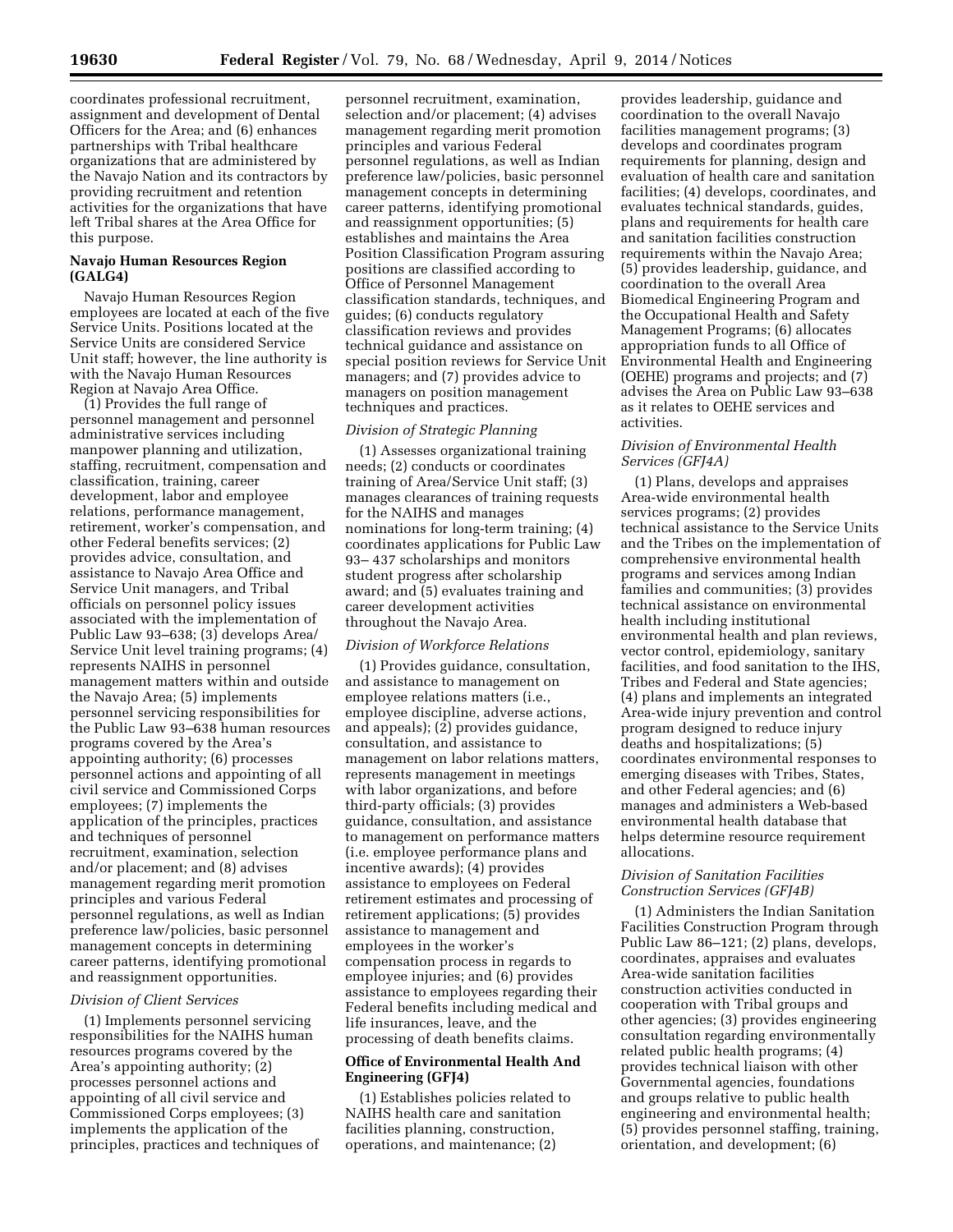coordinates professional recruitment, assignment and development of Dental Officers for the Area; and (6) enhances partnerships with Tribal healthcare organizations that are administered by the Navajo Nation and its contractors by providing recruitment and retention activities for the organizations that have left Tribal shares at the Area Office for this purpose.

**Navajo Human Resources Region (GALG4)**

Navajo Human Resources Region employees are located at each of the five Service Units. Positions located at the Service Units are considered Service Unit staff; however, the line authority is with the Navajo Human Resources Region at Navajo Area Office.

(1) Provides the full range of personnel management and personnel administrative services including manpower planning and utilization, staffing, recruitment, compensation and classification, training, career development, labor and employee relations, performance management, retirement, worker's compensation, and other Federal benefits services; (2) provides advice, consultation, and assistance to Navajo Area Office and Service Unit managers, and Tribal officials on personnel policy issues associated with the implementation of Public Law 93–638; (3) develops Area/Service Unit level training programs; (4) represents NAIHS in personnel management matters within and outside the Navajo Area; (5) implements personnel servicing responsibilities for the Public Law 93–638 human resources programs covered by the Area's appointing authority; (6) processes personnel actions and appointing of all civil service and Commissioned Corps employees; (7) implements the application of the principles, practices and techniques of personnel recruitment, examination, selection and/or placement; and (8) advises management regarding merit promotion principles and various Federal personnel regulations, as well as Indian preference law/policies, basic personnel management concepts in determining career patterns, identifying promotional and reassignment opportunities.

*Division of Client Services*

(1) Implements personnel servicing responsibilities for the NAIHS human resources programs covered by the Area's appointing authority; (2) processes personnel actions and appointing of all civil service and Commissioned Corps employees; (3) implements the application of the principles, practices and techniques of personnel recruitment, examination, selection and/or placement; (4) advises management regarding merit promotion principles and various Federal personnel regulations, as well as Indian preference law/policies, basic personnel management concepts in determining career patterns, identifying promotional and reassignment opportunities; (5) establishes and maintains the Area Position Classification Program assuring positions are classified according to Office of Personnel Management classification standards, techniques, and guides; (6) conducts regulatory classification reviews and provides technical guidance and assistance on special position reviews for Service Unit managers; and (7) provides advice to managers on position management techniques and practices.

*Division of Strategic Planning*

(1) Assesses organizational training needs; (2) conducts or coordinates training of Area/Service Unit staff; (3) manages clearances of training requests for the NAIHS and manages nominations for long-term training; (4) coordinates applications for Public Law 93– 437 scholarships and monitors student progress after scholarship award; and (5) evaluates training and career development activities throughout the Navajo Area.

*Division of Workforce Relations*

(1) Provides guidance, consultation, and assistance to management on employee relations matters (i.e., employee discipline, adverse actions, and appeals); (2) provides guidance, consultation, and assistance to management on labor relations matters, represents management in meetings with labor organizations, and before third-party officials; (3) provides guidance, consultation, and assistance to management on performance matters (i.e. employee performance plans and incentive awards); (4) provides assistance to employees on Federal retirement estimates and processing of retirement applications; (5) provides assistance to management and employees in the worker's compensation process in regards to employee injuries; and (6) provides assistance to employees regarding their Federal benefits including medical and life insurances, leave, and the processing of death benefits claims.

**Office of Environmental Health And Engineering (GFJ4)**

(1) Establishes policies related to NAIHS health care and sanitation facilities planning, construction, operations, and maintenance; (2) provides leadership, guidance and coordination to the overall Navajo facilities management programs; (3) develops and coordinates program requirements for planning, design and evaluation of health care and sanitation facilities; (4) develops, coordinates, and evaluates technical standards, guides, plans and requirements for health care and sanitation facilities construction requirements within the Navajo Area; (5) provides leadership, guidance, and coordination to the overall Area Biomedical Engineering Program and the Occupational Health and Safety Management Programs; (6) allocates appropriation funds to all Office of Environmental Health and Engineering (OEHE) programs and projects; and (7) advises the Area on Public Law 93–638 as it relates to OEHE services and activities.

*Division of Environmental Health Services (GFJ4A)*

(1) Plans, develops and appraises Area-wide environmental health services programs; (2) provides technical assistance to the Service Units and the Tribes on the implementation of comprehensive environmental health programs and services among Indian families and communities; (3) provides technical assistance on environmental health including institutional environmental health and plan reviews, vector control, epidemiology, sanitary facilities, and food sanitation to the IHS, Tribes and Federal and State agencies; (4) plans and implements an integrated Area-wide injury prevention and control program designed to reduce injury deaths and hospitalizations; (5) coordinates environmental responses to emerging diseases with Tribes, States, and other Federal agencies; and (6) manages and administers a Web-based environmental health database that helps determine resource requirement allocations.

*Division of Sanitation Facilities Construction Services (GFJ4B)*

(1) Administers the Indian Sanitation Facilities Construction Program through Public Law 86–121; (2) plans, develops, coordinates, appraises and evaluates Area-wide sanitation facilities construction activities conducted in cooperation with Tribal groups and other agencies; (3) provides engineering consultation regarding environmentally related public health programs; (4) provides technical liaison with other Governmental agencies, foundations and groups relative to public health engineering and environmental health; (5) provides personnel staffing, training, orientation, and development; (6)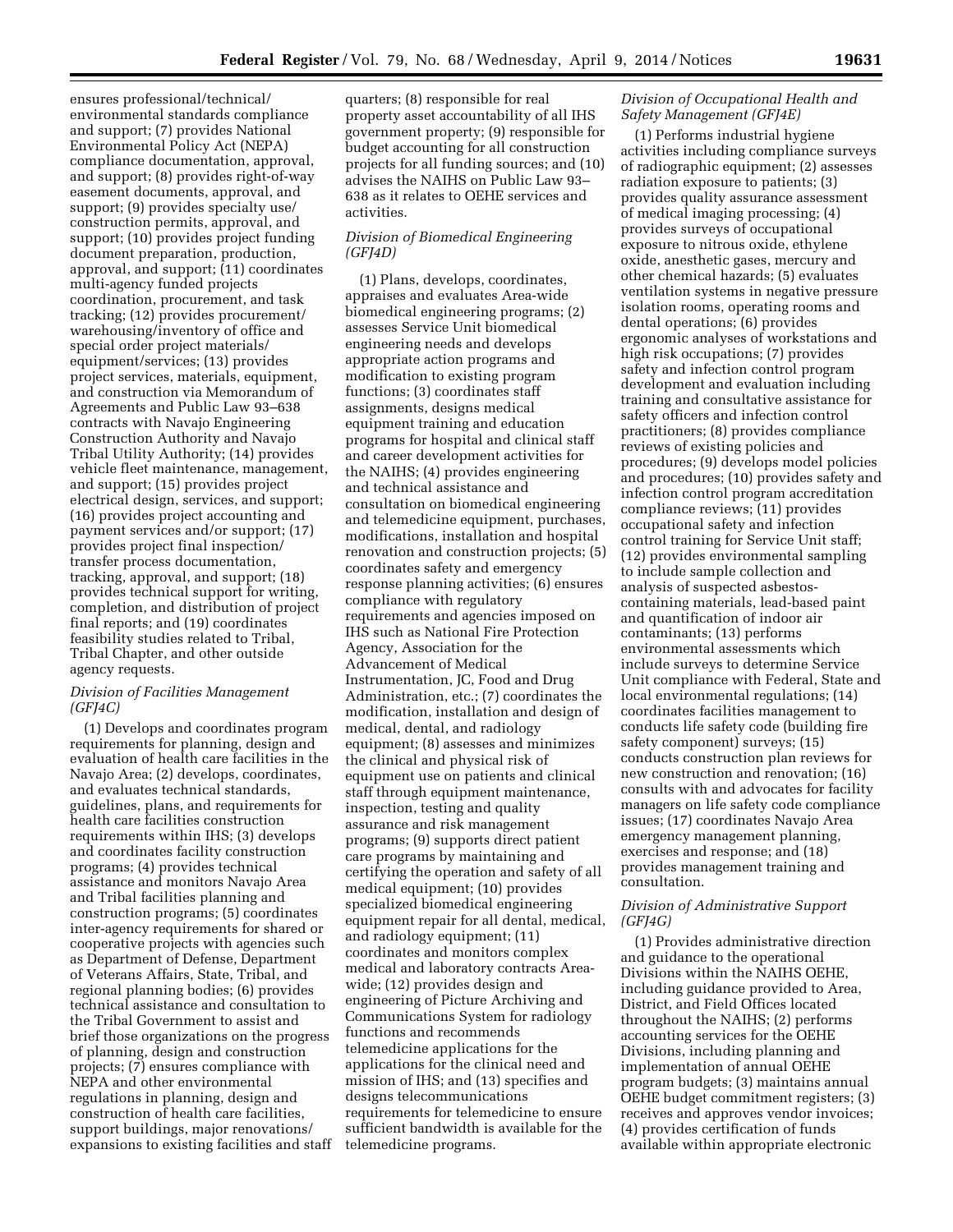ensures professional/technical/environmental standards compliance and support; (7) provides National Environmental Policy Act (NEPA) compliance documentation, approval, and support; (8) provides right-of-way easement documents, approval, and support; (9) provides specialty use/construction permits, approval, and support; (10) provides project funding document preparation, production, approval, and support; (11) coordinates multi-agency funded projects coordination, procurement, and task tracking; (12) provides procurement/warehousing/inventory of office and special order project materials/equipment/services; (13) provides project services, materials, equipment, and construction via Memorandum of Agreements and Public Law 93–638 contracts with Navajo Engineering Construction Authority and Navajo Tribal Utility Authority; (14) provides vehicle fleet maintenance, management, and support; (15) provides project electrical design, services, and support; (16) provides project accounting and payment services and/or support; (17) provides project final inspection/transfer process documentation, tracking, approval, and support; (18) provides technical support for writing, completion, and distribution of project final reports; and (19) coordinates feasibility studies related to Tribal, Tribal Chapter, and other outside agency requests.

*Division of Facilities Management (GFJ4C)*

(1) Develops and coordinates program requirements for planning, design and evaluation of health care facilities in the Navajo Area; (2) develops, coordinates, and evaluates technical standards, guidelines, plans, and requirements for health care facilities construction requirements within IHS; (3) develops and coordinates facility construction programs; (4) provides technical assistance and monitors Navajo Area and Tribal facilities planning and construction programs; (5) coordinates inter-agency requirements for shared or cooperative projects with agencies such as Department of Defense, Department of Veterans Affairs, State, Tribal, and regional planning bodies; (6) provides technical assistance and consultation to the Tribal Government to assist and brief those organizations on the progress of planning, design and construction projects; (7) ensures compliance with NEPA and other environmental regulations in planning, design and construction of health care facilities, support buildings, major renovations/expansions to existing facilities and staff quarters; (8) responsible for real property asset accountability of all IHS government property; (9) responsible for budget accounting for all construction projects for all funding sources; and (10) advises the NAIHS on Public Law 93–638 as it relates to OEHE services and activities.

*Division of Biomedical Engineering (GFJ4D)*

(1) Plans, develops, coordinates, appraises and evaluates Area-wide biomedical engineering programs; (2) assesses Service Unit biomedical engineering needs and develops appropriate action programs and modification to existing program functions; (3) coordinates staff assignments, designs medical equipment training and education programs for hospital and clinical staff and career development activities for the NAIHS; (4) provides engineering and technical assistance and consultation on biomedical engineering and telemedicine equipment, purchases, modifications, installation and hospital renovation and construction projects; (5) coordinates safety and emergency response planning activities; (6) ensures compliance with regulatory requirements and agencies imposed on IHS such as National Fire Protection Agency, Association for the Advancement of Medical Instrumentation, JC, Food and Drug Administration, etc.; (7) coordinates the modification, installation and design of medical, dental, and radiology equipment; (8) assesses and minimizes the clinical and physical risk of equipment use on patients and clinical staff through equipment maintenance, inspection, testing and quality assurance and risk management programs; (9) supports direct patient care programs by maintaining and certifying the operation and safety of all medical equipment; (10) provides specialized biomedical engineering equipment repair for all dental, medical, and radiology equipment; (11) coordinates and monitors complex medical and laboratory contracts Area-wide; (12) provides design and engineering of Picture Archiving and Communications System for radiology functions and recommends telemedicine applications for the applications for the clinical need and mission of IHS; and (13) specifies and designs telecommunications requirements for telemedicine to ensure sufficient bandwidth is available for the telemedicine programs.

*Division of Occupational Health and Safety Management (GFJ4E)*

(1) Performs industrial hygiene activities including compliance surveys of radiographic equipment; (2) assesses radiation exposure to patients; (3) provides quality assurance assessment of medical imaging processing; (4) provides surveys of occupational exposure to nitrous oxide, ethylene oxide, anesthetic gases, mercury and other chemical hazards; (5) evaluates ventilation systems in negative pressure isolation rooms, operating rooms and dental operations; (6) provides ergonomic analyses of workstations and high risk occupations; (7) provides safety and infection control program development and evaluation including training and consultative assistance for safety officers and infection control practitioners; (8) provides compliance reviews of existing policies and procedures; (9) develops model policies and procedures; (10) provides safety and infection control program accreditation compliance reviews; (11) provides occupational safety and infection control training for Service Unit staff; (12) provides environmental sampling to include sample collection and analysis of suspected asbestos-containing materials, lead-based paint and quantification of indoor air contaminants; (13) performs environmental assessments which include surveys to determine Service Unit compliance with Federal, State and local environmental regulations; (14) coordinates facilities management to conducts life safety code (building fire safety component) surveys; (15) conducts construction plan reviews for new construction and renovation; (16) consults with and advocates for facility managers on life safety code compliance issues; (17) coordinates Navajo Area emergency management planning, exercises and response; and (18) provides management training and consultation.

*Division of Administrative Support (GFJ4G)*

(1) Provides administrative direction and guidance to the operational Divisions within the NAIHS OEHE, including guidance provided to Area, District, and Field Offices located throughout the NAIHS; (2) performs accounting services for the OEHE Divisions, including planning and implementation of annual OEHE program budgets; (3) maintains annual OEHE budget commitment registers; (3) receives and approves vendor invoices; (4) provides certification of funds available within appropriate electronic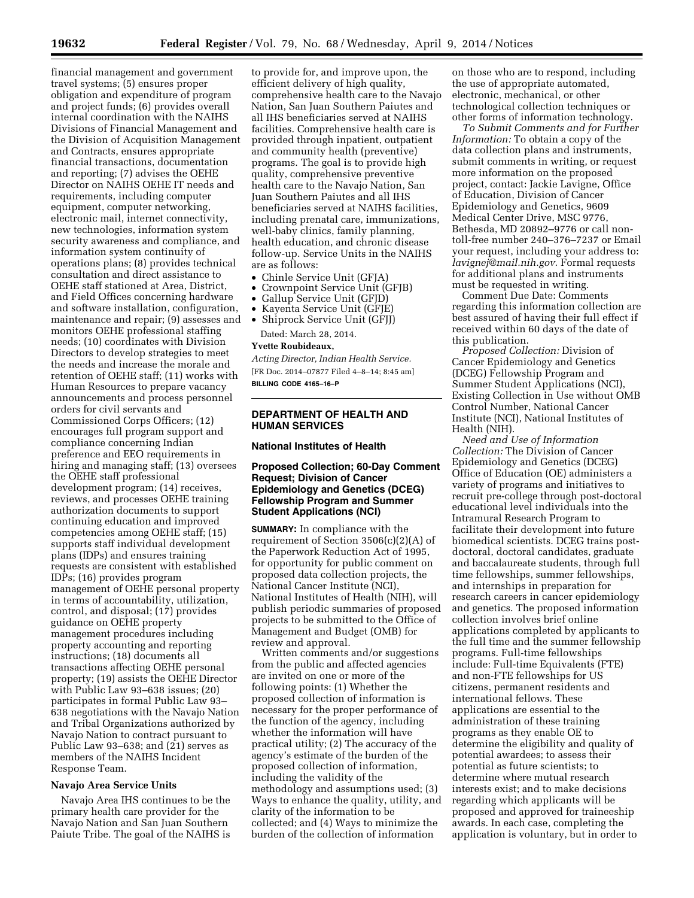financial management and government travel systems; (5) ensures proper obligation and expenditure of program and project funds; (6) provides overall internal coordination with the NAIHS Divisions of Financial Management and the Division of Acquisition Management and Contracts, ensures appropriate financial transactions, documentation and reporting; (7) advises the OEHE Director on NAIHS OEHE IT needs and requirements, including computer equipment, computer networking, electronic mail, internet connectivity, new technologies, information system security awareness and compliance, and information system continuity of operations plans; (8) provides technical consultation and direct assistance to OEHE staff stationed at Area, District, and Field Offices concerning hardware and software installation, configuration, maintenance and repair; (9) assesses and monitors OEHE professional staffing needs; (10) coordinates with Division Directors to develop strategies to meet the needs and increase the morale and retention of OEHE staff; (11) works with Human Resources to prepare vacancy announcements and process personnel orders for civil servants and Commissioned Corps Officers; (12) encourages full program support and compliance concerning Indian preference and EEO requirements in hiring and managing staff; (13) oversees the OEHE staff professional development program; (14) receives, reviews, and processes OEHE training authorization documents to support continuing education and improved competencies among OEHE staff; (15) supports staff individual development plans (IDPs) and ensures training requests are consistent with established IDPs; (16) provides program management of OEHE personal property in terms of accountability, utilization, control, and disposal; (17) provides guidance on OEHE property management procedures including property accounting and reporting instructions; (18) documents all transactions affecting OEHE personal property; (19) assists the OEHE Director with Public Law 93–638 issues; (20) participates in formal Public Law 93–638 negotiations with the Navajo Nation and Tribal Organizations authorized by Navajo Nation to contract pursuant to Public Law 93–638; and (21) serves as members of the NAIHS Incident Response Team.

**Navajo Area Service Units**

Navajo Area IHS continues to be the primary health care provider for the Navajo Nation and San Juan Southern Paiute Tribe. The goal of the NAIHS is to provide for, and improve upon, the efficient delivery of high quality, comprehensive health care to the Navajo Nation, San Juan Southern Paiutes and all IHS beneficiaries served at NAIHS facilities. Comprehensive health care is provided through inpatient, outpatient and community health (preventive) programs. The goal is to provide high quality, comprehensive preventive health care to the Navajo Nation, San Juan Southern Paiutes and all IHS beneficiaries served at NAIHS facilities, including prenatal care, immunizations, well-baby clinics, family planning, health education, and chronic disease follow-up. Service Units in the NAIHS are as follows:

- Chinle Service Unit (GFJA)
- Crownpoint Service Unit (GFJB)
- Gallup Service Unit (GFJD)
- Kayenta Service Unit (GFJE)
- Shiprock Service Unit (GFJJ)

Dated: March 28, 2014.

**Yvette Roubideaux,**

*Acting Director, Indian Health Service.*

[FR Doc. 2014–07877 Filed 4–8–14; 8:45 am]

**BILLING CODE 4165–16–P**

## DEPARTMENT OF HEALTH AND HUMAN SERVICES

### National Institutes of Health

### Proposed Collection; 60-Day Comment Request; Division of Cancer Epidemiology and Genetics (DCEG) Fellowship Program and Summer Student Applications (NCI)

**SUMMARY:** In compliance with the requirement of Section 3506(c)(2)(A) of the Paperwork Reduction Act of 1995, for opportunity for public comment on proposed data collection projects, the National Cancer Institute (NCI), National Institutes of Health (NIH), will publish periodic summaries of proposed projects to be submitted to the Office of Management and Budget (OMB) for review and approval.

Written comments and/or suggestions from the public and affected agencies are invited on one or more of the following points: (1) Whether the proposed collection of information is necessary for the proper performance of the function of the agency, including whether the information will have practical utility; (2) The accuracy of the agency's estimate of the burden of the proposed collection of information, including the validity of the methodology and assumptions used; (3) Ways to enhance the quality, utility, and clarity of the information to be collected; and (4) Ways to minimize the burden of the collection of information on those who are to respond, including the use of appropriate automated, electronic, mechanical, or other technological collection techniques or other forms of information technology.

*To Submit Comments and for Further Information:* To obtain a copy of the data collection plans and instruments, submit comments in writing, or request more information on the proposed project, contact: Jackie Lavigne, Office of Education, Division of Cancer Epidemiology and Genetics, 9609 Medical Center Drive, MSC 9776, Bethesda, MD 20892–9776 or call non-toll-free number 240–376–7237 or Email your request, including your address to: *lavignej@mail.nih.gov*. Formal requests for additional plans and instruments must be requested in writing.

Comment Due Date: Comments regarding this information collection are best assured of having their full effect if received within 60 days of the date of this publication.

*Proposed Collection:* Division of Cancer Epidemiology and Genetics (DCEG) Fellowship Program and Summer Student Applications (NCI), Existing Collection in Use without OMB Control Number, National Cancer Institute (NCI), National Institutes of Health (NIH).

*Need and Use of Information Collection:* The Division of Cancer Epidemiology and Genetics (DCEG) Office of Education (OE) administers a variety of programs and initiatives to recruit pre-college through post-doctoral educational level individuals into the Intramural Research Program to facilitate their development into future biomedical scientists. DCEG trains post-doctoral, doctoral candidates, graduate and baccalaureate students, through full time fellowships, summer fellowships, and internships in preparation for research careers in cancer epidemiology and genetics. The proposed information collection involves brief online applications completed by applicants to the full time and the summer fellowship programs. Full-time fellowships include: Full-time Equivalents (FTE) and non-FTE fellowships for US citizens, permanent residents and international fellows. These applications are essential to the administration of these training programs as they enable OE to determine the eligibility and quality of potential awardees; to assess their potential as future scientists; to determine where mutual research interests exist; and to make decisions regarding which applicants will be proposed and approved for traineeship awards. In each case, completing the application is voluntary, but in order to